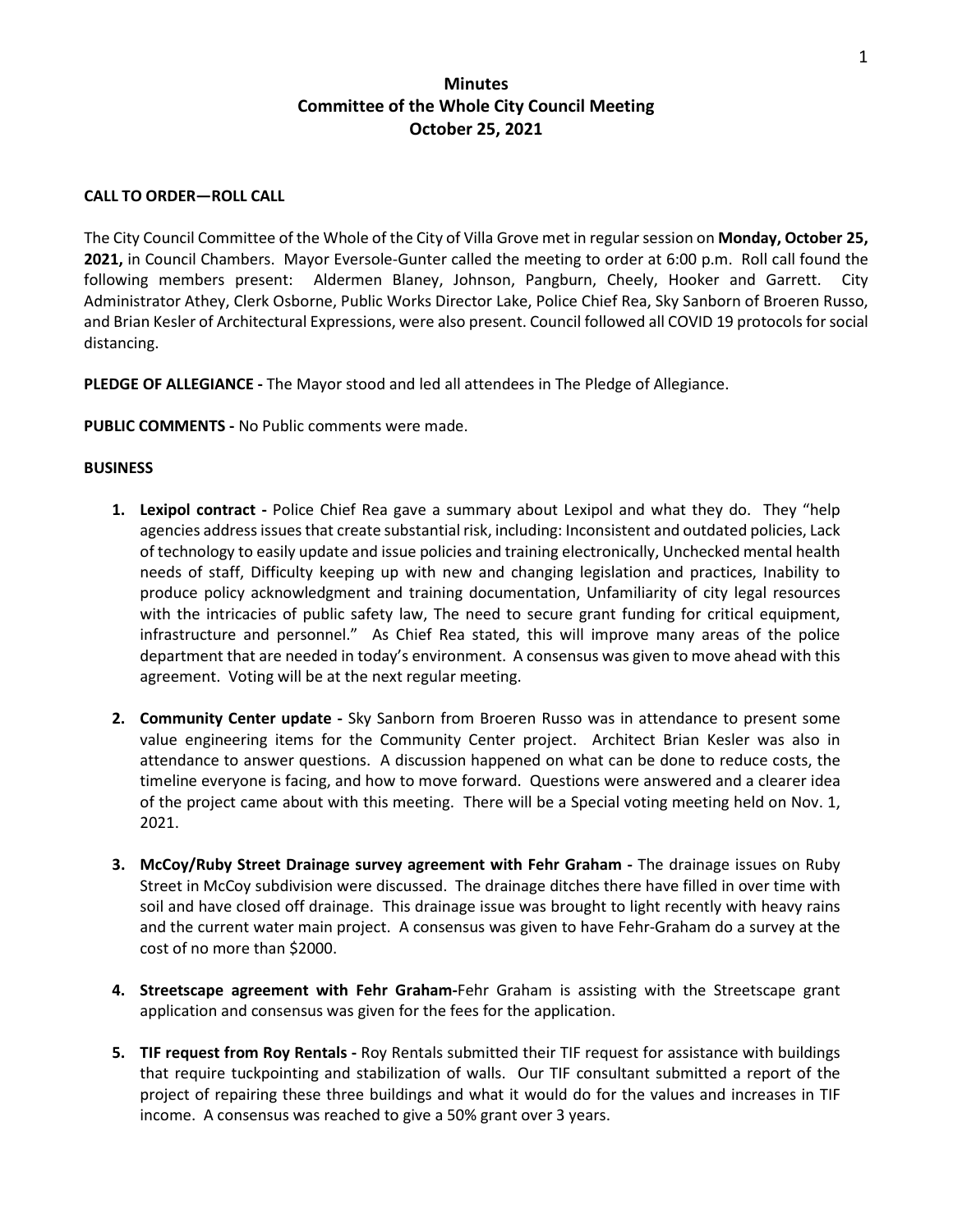# Minutes
# Committee of the Whole City Council Meeting
# October 25, 2021

**CALL TO ORDER—ROLL CALL**

The City Council Committee of the Whole of the City of Villa Grove met in regular session on **Monday, October 25, 2021,** in Council Chambers. Mayor Eversole-Gunter called the meeting to order at 6:00 p.m. Roll call found the following members present: Aldermen Blaney, Johnson, Pangburn, Cheely, Hooker and Garrett. City Administrator Athey, Clerk Osborne, Public Works Director Lake, Police Chief Rea, Sky Sanborn of Broeren Russo, and Brian Kesler of Architectural Expressions, were also present. Council followed all COVID 19 protocols for social distancing.

**PLEDGE OF ALLEGIANCE -** The Mayor stood and led all attendees in The Pledge of Allegiance.

**PUBLIC COMMENTS -** No Public comments were made.

**BUSINESS**

1. **Lexipol contract -** Police Chief Rea gave a summary about Lexipol and what they do. They "help agencies address issues that create substantial risk, including: Inconsistent and outdated policies, Lack of technology to easily update and issue policies and training electronically, Unchecked mental health needs of staff, Difficulty keeping up with new and changing legislation and practices, Inability to produce policy acknowledgment and training documentation, Unfamiliarity of city legal resources with the intricacies of public safety law, The need to secure grant funding for critical equipment, infrastructure and personnel." As Chief Rea stated, this will improve many areas of the police department that are needed in today's environment. A consensus was given to move ahead with this agreement. Voting will be at the next regular meeting.

2. **Community Center update -** Sky Sanborn from Broeren Russo was in attendance to present some value engineering items for the Community Center project. Architect Brian Kesler was also in attendance to answer questions. A discussion happened on what can be done to reduce costs, the timeline everyone is facing, and how to move forward. Questions were answered and a clearer idea of the project came about with this meeting. There will be a Special voting meeting held on Nov. 1, 2021.

3. **McCoy/Ruby Street Drainage survey agreement with Fehr Graham -** The drainage issues on Ruby Street in McCoy subdivision were discussed. The drainage ditches there have filled in over time with soil and have closed off drainage. This drainage issue was brought to light recently with heavy rains and the current water main project. A consensus was given to have Fehr-Graham do a survey at the cost of no more than $2000.

4. **Streetscape agreement with Fehr Graham-**Fehr Graham is assisting with the Streetscape grant application and consensus was given for the fees for the application.

5. **TIF request from Roy Rentals -** Roy Rentals submitted their TIF request for assistance with buildings that require tuckpointing and stabilization of walls. Our TIF consultant submitted a report of the project of repairing these three buildings and what it would do for the values and increases in TIF income. A consensus was reached to give a 50% grant over 3 years.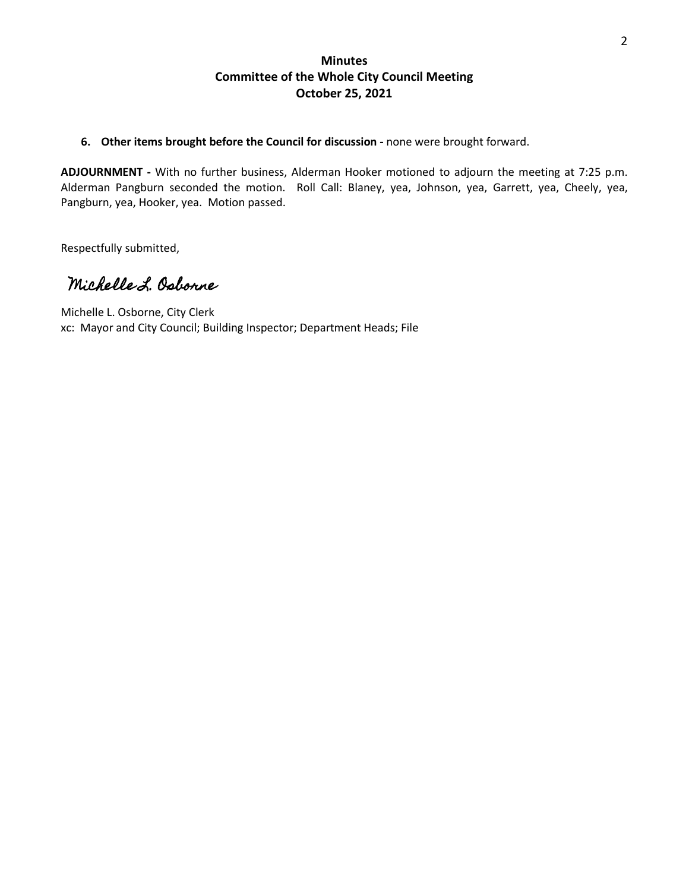**Minutes**
**Committee of the Whole City Council Meeting**
**October 25, 2021**

6. **Other items brought before the Council for discussion -** none were brought forward.

**ADJOURNMENT -** With no further business, Alderman Hooker motioned to adjourn the meeting at 7:25 p.m. Alderman Pangburn seconded the motion. Roll Call: Blaney, yea, Johnson, yea, Garrett, yea, Cheely, yea, Pangburn, yea, Hooker, yea. Motion passed.

Respectfully submitted,

*Michelle L. Osborne*

Michelle L. Osborne, City Clerk
xc: Mayor and City Council; Building Inspector; Department Heads; File